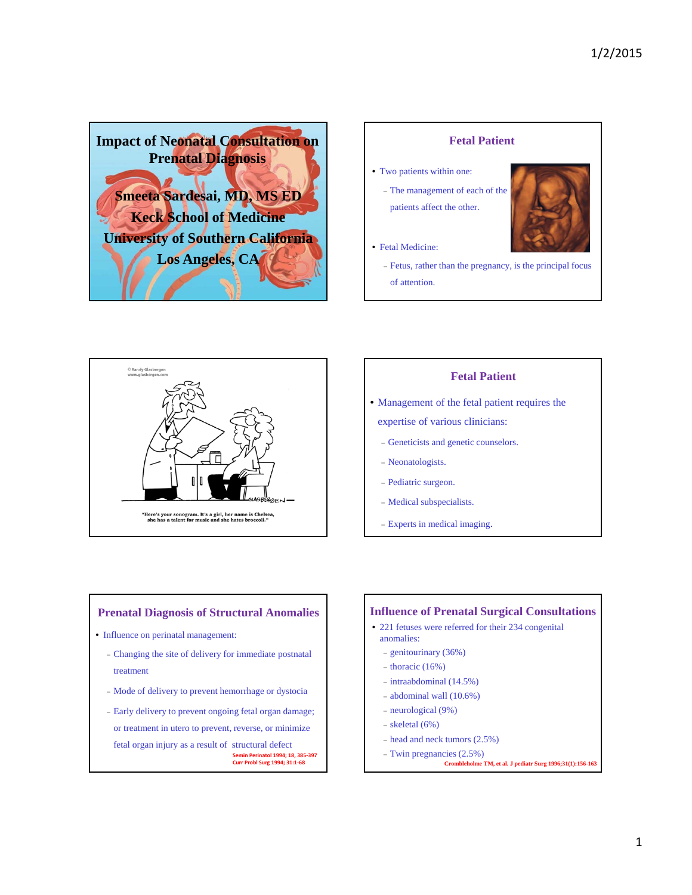# Impact of Neonatal Consultation on Prenatal Diagnosis

**Smeeta Sardesai, MD, MS ED**
**Keck School of Medicine**
**University of Southern California**
**Los Angeles, CA**

## Fetal Patient

- Two patients within one:
  - The management of each of the patients affect the other.
- Fetal Medicine:
  - Fetus, rather than the pregnancy, is the principal focus of attention.

© Randy Glasbergen
www.glasbergen.com

"Here's your sonogram. It's a girl, her name is Chelsea, she has a talent for music and she hates broccoli."

## Fetal Patient

- Management of the fetal patient requires the expertise of various clinicians:
  - Geneticists and genetic counselors.
  - Neonatologists.
  - Pediatric surgeon.
  - Medical subspecialists.
  - Experts in medical imaging.

## Prenatal Diagnosis of Structural Anomalies

- Influence on perinatal management:
  - Changing the site of delivery for immediate postnatal treatment
  - Mode of delivery to prevent hemorrhage or dystocia
  - Early delivery to prevent ongoing fetal organ damage; or treatment in utero to prevent, reverse, or minimize fetal organ injury as a result of structural defect

Semin Perinatol 1994; 18, 385-397
Curr Probl Surg 1994; 31:1-68

## Influence of Prenatal Surgical Consultations

- 221 fetuses were referred for their 234 congenital anomalies:
  - genitourinary (36%)
  - thoracic (16%)
  - intraabdominal (14.5%)
  - abdominal wall (10.6%)
  - neurological (9%)
  - skeletal (6%)
  - head and neck tumors (2.5%)
  - Twin pregnancies (2.5%)

Crombleholme TM, et al. J pediatr Surg 1996;31(1):156-163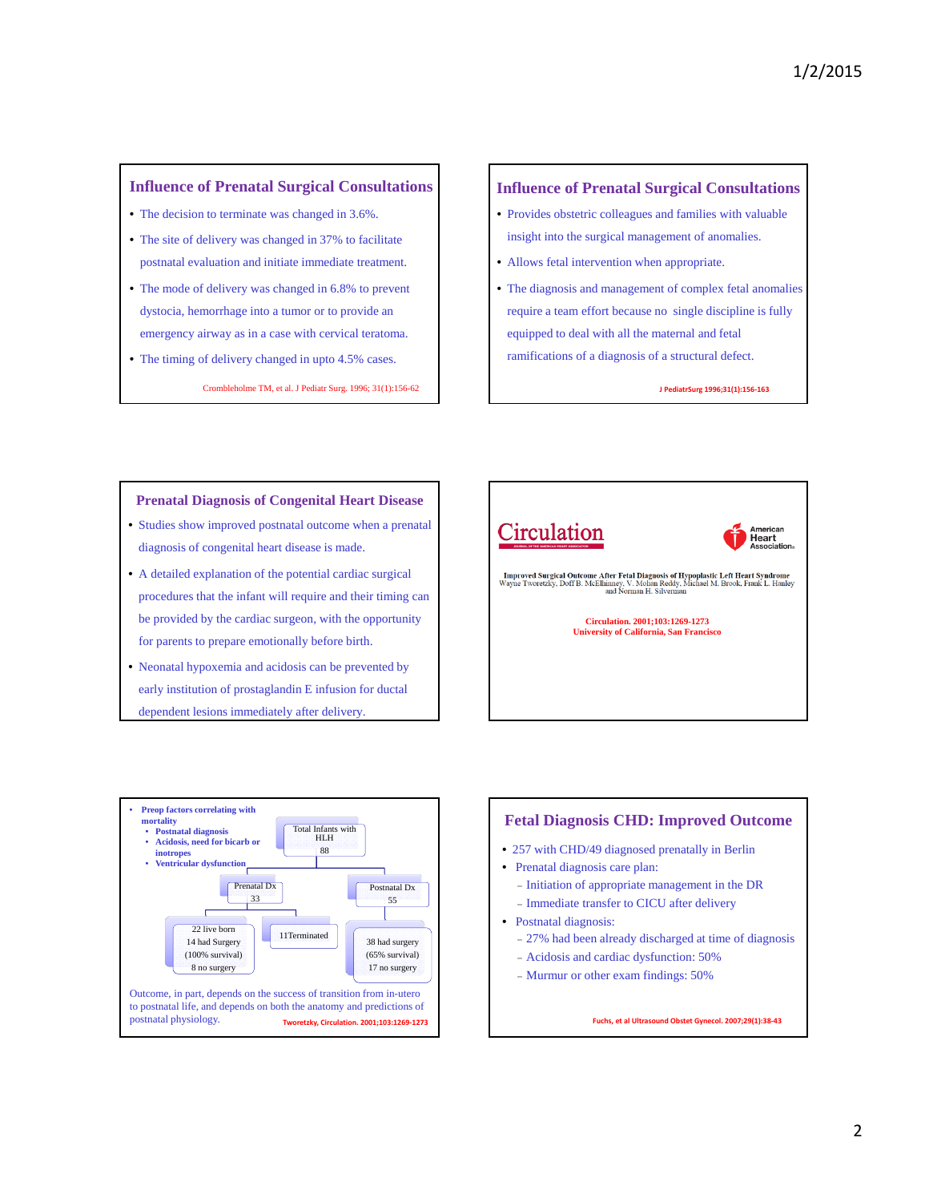## Influence of Prenatal Surgical Consultations

- The decision to terminate was changed in 3.6%.
- The site of delivery was changed in 37% to facilitate postnatal evaluation and initiate immediate treatment.
- The mode of delivery was changed in 6.8% to prevent dystocia, hemorrhage into a tumor or to provide an emergency airway as in a case with cervical teratoma.
- The timing of delivery changed in upto 4.5% cases.

Crombleholme TM, et al. J Pediatr Surg. 1996; 31(1):156-62

## Influence of Prenatal Surgical Consultations

- Provides obstetric colleagues and families with valuable insight into the surgical management of anomalies.
- Allows fetal intervention when appropriate.
- The diagnosis and management of complex fetal anomalies require a team effort because no single discipline is fully equipped to deal with all the maternal and fetal ramifications of a diagnosis of a structural defect.

J PediatrSurg 1996;31(1):156-163

## Prenatal Diagnosis of Congenital Heart Disease

- Studies show improved postnatal outcome when a prenatal diagnosis of congenital heart disease is made.
- A detailed explanation of the potential cardiac surgical procedures that the infant will require and their timing can be provided by the cardiac surgeon, with the opportunity for parents to prepare emotionally before birth.
- Neonatal hypoxemia and acidosis can be prevented by early institution of prostaglandin E infusion for ductal dependent lesions immediately after delivery.

## Circulation

American Heart Association

**Improved Surgical Outcome After Fetal Diagnosis of Hypoplastic Left Heart Syndrome**
Wayne Tworetzky, Doff B. McElhinney, V. Mohan Reddy, Michael M. Brook, Frank L. Hanley and Norman H. Silverman

Circulation. 2001;103:1269-1273
University of California, San Francisco

- **Preop factors correlating with mortality**
  - **Postnatal diagnosis**
  - **Acidosis, need for bicarb or inotropes**
  - **Ventricular dysfunction**

Total Infants with HLH: 88

- Prenatal Dx: 33
  - 22 live born: 14 had Surgery (100% survival), 8 no surgery
  - 11 Terminated
- Postnatal Dx: 55
  - 38 had surgery (65% survival), 17 no surgery

Outcome, in part, depends on the success of transition from in-utero to postnatal life, and depends on both the anatomy and predictions of postnatal physiology.

Tworetzky, Circulation. 2001;103:1269-1273

## Fetal Diagnosis CHD: Improved Outcome

- 257 with CHD/49 diagnosed prenatally in Berlin
- Prenatal diagnosis care plan:
  - Initiation of appropriate management in the DR
  - Immediate transfer to CICU after delivery
- Postnatal diagnosis:
  - 27% had been already discharged at time of diagnosis
  - Acidosis and cardiac dysfunction: 50%
  - Murmur or other exam findings: 50%

Fuchs, et al Ultrasound Obstet Gynecol. 2007;29(1):38-43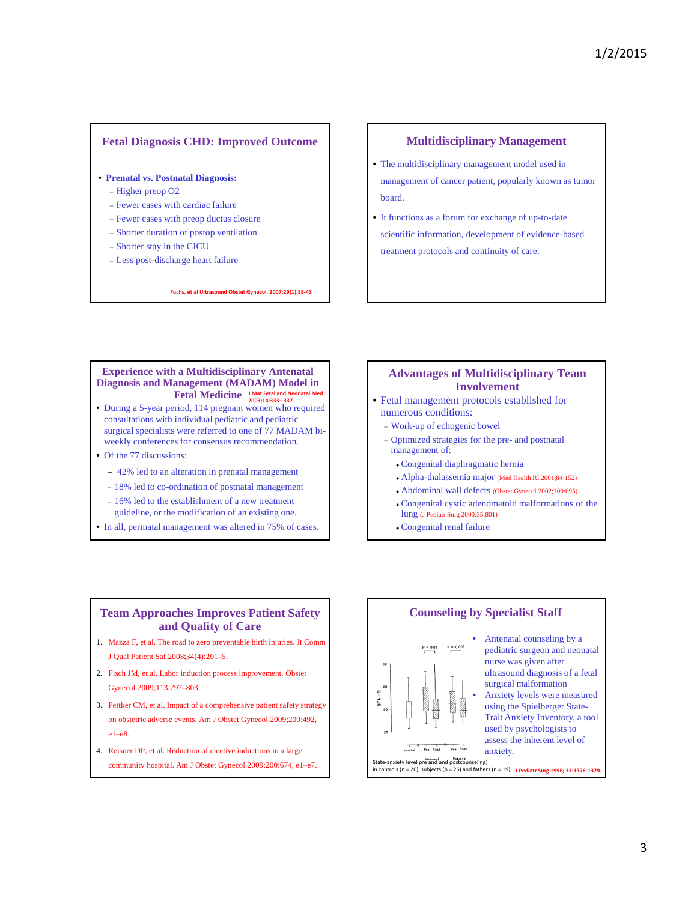## Fetal Diagnosis CHD: Improved Outcome

- **Prenatal vs. Postnatal Diagnosis:**
  - Higher preop O2
  - Fewer cases with cardiac failure
  - Fewer cases with preop ductus closure
  - Shorter duration of postop ventilation
  - Shorter stay in the CICU
  - Less post-discharge heart failure

Fuchs, et al Ultrasound Obstet Gynecol. 2007;29(1):38-43

## Multidisciplinary Management

- The multidisciplinary management model used in management of cancer patient, popularly known as tumor board.
- It functions as a forum for exchange of up-to-date scientific information, development of evidence-based treatment protocols and continuity of care.

## Experience with a Multidisciplinary Antenatal Diagnosis and Management (MADAM) Model in Fetal Medicine

J Mat Fetal and Neonatal Med 2003;14:333– 337

- During a 5-year period, 114 pregnant women who required consultations with individual pediatric and pediatric surgical specialists were referred to one of 77 MADAM bi-weekly conferences for consensus recommendation.
- Of the 77 discussions:
  - 42% led to an alteration in prenatal management
  - 18% led to co-ordination of postnatal management
  - 16% led to the establishment of a new treatment guideline, or the modification of an existing one.
- In all, perinatal management was altered in 75% of cases.

## Advantages of Multidisciplinary Team Involvement

- Fetal management protocols established for numerous conditions:
  - Work-up of echogenic bowel
  - Optimized strategies for the pre- and postnatal management of:
    - Congenital diaphragmatic hernia
    - Alpha-thalassemia major (Med Health RI 2001;84:152)
    - Abdominal wall defects (Obstet Gynecol 2002;100:695)
    - Congenital cystic adenomatoid malformations of the lung (J Pediatr Surg 2000;35:801)
    - Congenital renal failure

## Team Approaches Improves Patient Safety and Quality of Care

1. Mazza F, et al. The road to zero preventable birth injuries. Jt Comm J Qual Patient Saf 2008;34(4):201–5.
2. Fisch JM, et al. Labor induction process improvement. Obstet Gynecol 2009;113:797–803.
3. Pettker CM, et al. Impact of a comprehensive patient safety strategy on obstetric adverse events. Am J Obstet Gynecol 2009;200:492, e1–e8.
4. Reisner DP, et al. Reduction of elective inductions in a large community hospital. Am J Obstet Gynecol 2009;200:674, e1–e7.

## Counseling by Specialist Staff

- Antenatal counseling by a pediatric surgeon and neonatal nurse was given after ultrasound diagnosis of a fetal surgical malformation
- Anxiety levels were measured using the Spielberger State-Trait Anxiety Inventory, a tool used by psychologists to assess the inherent level of anxiety.

State-anxiety level pre and postcounseling) in controls (n = 20), subjects (n = 26) and fathers (n = 19). J Pediatr Surg 1998; 33:1376-1379.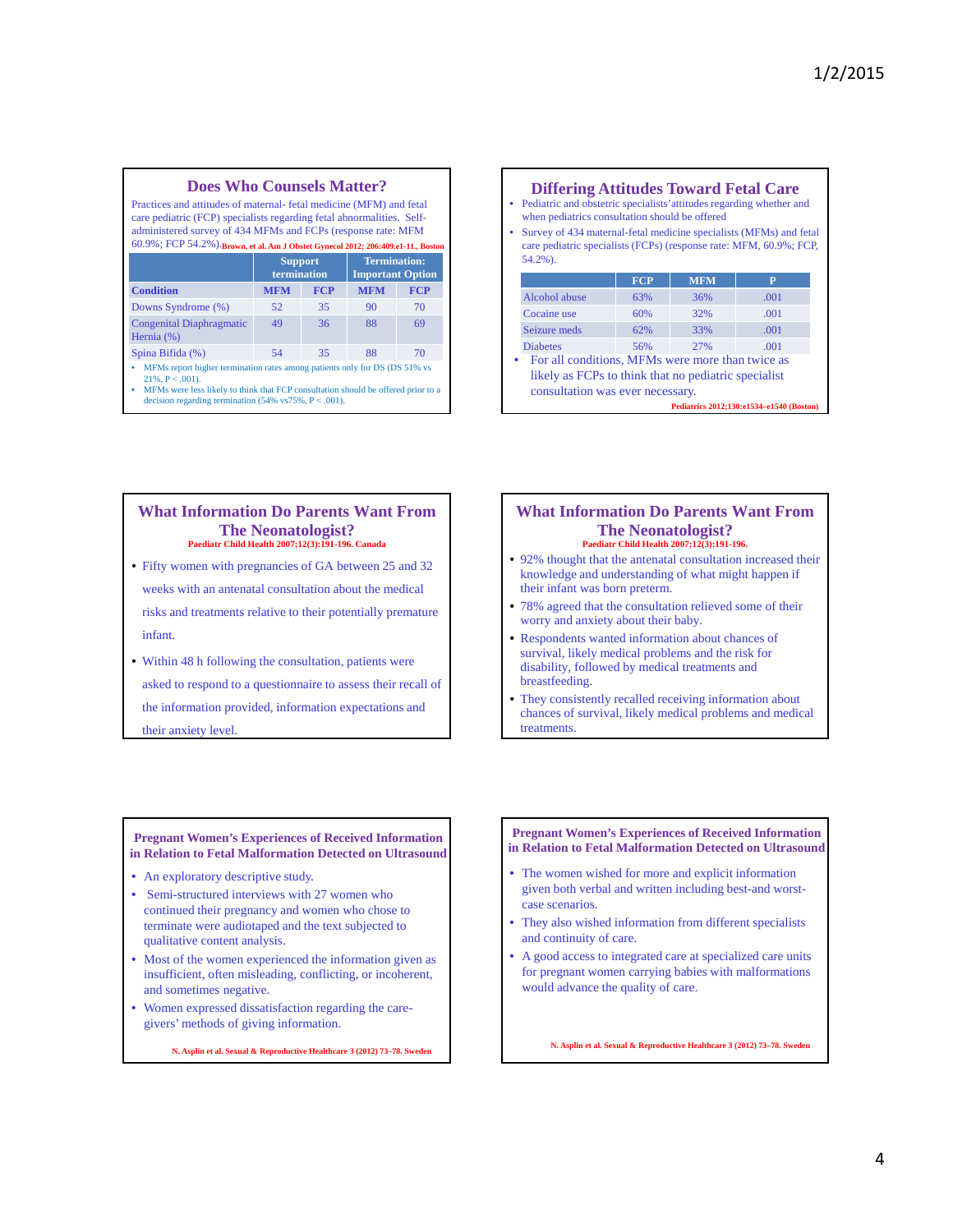## Does Who Counsels Matter?

Practices and attitudes of maternal- fetal medicine (MFM) and fetal care pediatric (FCP) specialists regarding fetal abnormalities. Self-administered survey of 434 MFMs and FCPs (response rate: MFM 60.9%; FCP 54.2%). Brown, et al. Am J Obstet Gynecol 2012; 206:409.e1-11., Boston

| | Support termination | | Termination: Important Option | |
|---|---|---|---|---|
| **Condition** | **MFM** | **FCP** | **MFM** | **FCP** |
| Downs Syndrome (%) | 52 | 35 | 90 | 70 |
| Congenital Diaphragmatic Hernia (%) | 49 | 36 | 88 | 69 |
| Spina Bifida (%) | 54 | 35 | 88 | 70 |

- MFMs report higher termination rates among patients only for DS (DS 51% vs 21%, P < .001).
- MFMs were less likely to think that FCP consultation should be offered prior to a decision regarding termination (54% vs75%, P < .001).

## Differing Attitudes Toward Fetal Care

- Pediatric and obstetric specialists' attitudes regarding whether and when pediatrics consultation should be offered
- Survey of 434 maternal-fetal medicine specialists (MFMs) and fetal care pediatric specialists (FCPs) (response rate: MFM, 60.9%; FCP, 54.2%).

| | FCP | MFM | P |
|---|---|---|---|
| Alcohol abuse | 63% | 36% | .001 |
| Cocaine use | 60% | 32% | .001 |
| Seizure meds | 62% | 33% | .001 |
| Diabetes | 56% | 27% | .001 |

- For all conditions, MFMs were more than twice as likely as FCPs to think that no pediatric specialist consultation was ever necessary.

Pediatrics 2012;130:e1534–e1540 (Boston)

## What Information Do Parents Want From The Neonatologist?

Paediatr Child Health 2007;12(3):191-196. Canada

- Fifty women with pregnancies of GA between 25 and 32 weeks with an antenatal consultation about the medical risks and treatments relative to their potentially premature infant.
- Within 48 h following the consultation, patients were asked to respond to a questionnaire to assess their recall of the information provided, information expectations and their anxiety level.

## What Information Do Parents Want From The Neonatologist?

Paediatr Child Health 2007;12(3):191-196.

- 92% thought that the antenatal consultation increased their knowledge and understanding of what might happen if their infant was born preterm.
- 78% agreed that the consultation relieved some of their worry and anxiety about their baby.
- Respondents wanted information about chances of survival, likely medical problems and the risk for disability, followed by medical treatments and breastfeeding.
- They consistently recalled receiving information about chances of survival, likely medical problems and medical treatments.

## Pregnant Women's Experiences of Received Information in Relation to Fetal Malformation Detected on Ultrasound

- An exploratory descriptive study.
- Semi-structured interviews with 27 women who continued their pregnancy and women who chose to terminate were audiotaped and the text subjected to qualitative content analysis.
- Most of the women experienced the information given as insufficient, often misleading, conflicting, or incoherent, and sometimes negative.
- Women expressed dissatisfaction regarding the care-givers' methods of giving information.

N. Asplin et al. Sexual & Reproductive Healthcare 3 (2012) 73–78. Sweden

## Pregnant Women's Experiences of Received Information in Relation to Fetal Malformation Detected on Ultrasound

- The women wished for more and explicit information given both verbal and written including best-and worst-case scenarios.
- They also wished information from different specialists and continuity of care.
- A good access to integrated care at specialized care units for pregnant women carrying babies with malformations would advance the quality of care.

N. Asplin et al. Sexual & Reproductive Healthcare 3 (2012) 73–78. Sweden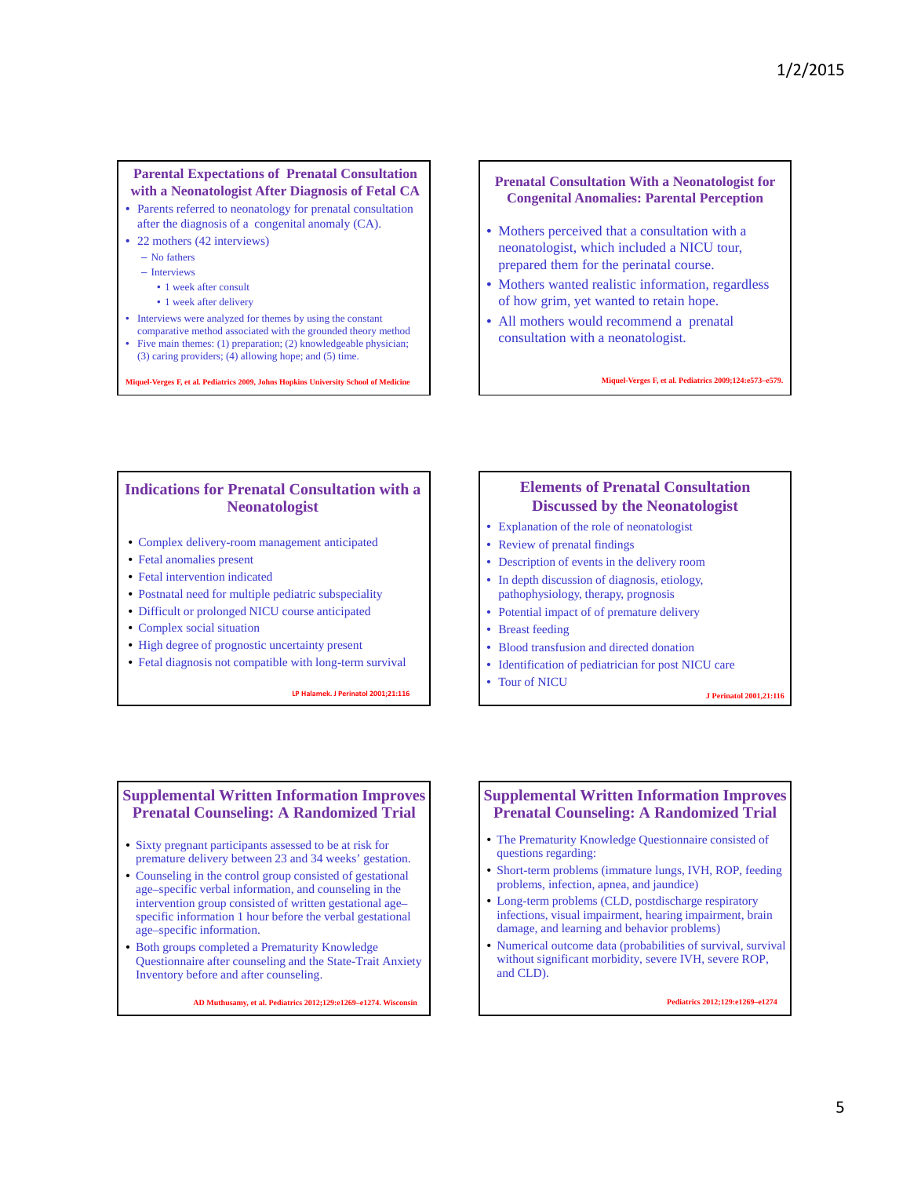## Parental Expectations of Prenatal Consultation with a Neonatologist After Diagnosis of Fetal CA

- Parents referred to neonatology for prenatal consultation after the diagnosis of a congenital anomaly (CA).
- 22 mothers (42 interviews)
  - No fathers
  - Interviews
    - 1 week after consult
    - 1 week after delivery
- Interviews were analyzed for themes by using the constant comparative method associated with the grounded theory method
- Five main themes: (1) preparation; (2) knowledgeable physician; (3) caring providers; (4) allowing hope; and (5) time.

Miquel-Verges F, et al. Pediatrics 2009, Johns Hopkins University School of Medicine

## Prenatal Consultation With a Neonatologist for Congenital Anomalies: Parental Perception

- Mothers perceived that a consultation with a neonatologist, which included a NICU tour, prepared them for the perinatal course.
- Mothers wanted realistic information, regardless of how grim, yet wanted to retain hope.
- All mothers would recommend a prenatal consultation with a neonatologist.

Miquel-Verges F, et al. Pediatrics 2009;124:e573–e579.

## Indications for Prenatal Consultation with a Neonatologist

- Complex delivery-room management anticipated
- Fetal anomalies present
- Fetal intervention indicated
- Postnatal need for multiple pediatric subspeciality
- Difficult or prolonged NICU course anticipated
- Complex social situation
- High degree of prognostic uncertainty present
- Fetal diagnosis not compatible with long-term survival

LP Halamek. J Perinatol 2001;21:116

## Elements of Prenatal Consultation Discussed by the Neonatologist

- Explanation of the role of neonatologist
- Review of prenatal findings
- Description of events in the delivery room
- In depth discussion of diagnosis, etiology, pathophysiology, therapy, prognosis
- Potential impact of of premature delivery
- Breast feeding
- Blood transfusion and directed donation
- Identification of pediatrician for post NICU care
- Tour of NICU

J Perinatol 2001,21:116

## Supplemental Written Information Improves Prenatal Counseling: A Randomized Trial

- Sixty pregnant participants assessed to be at risk for premature delivery between 23 and 34 weeks' gestation.
- Counseling in the control group consisted of gestational age–specific verbal information, and counseling in the intervention group consisted of written gestational age–specific information 1 hour before the verbal gestational age–specific information.
- Both groups completed a Prematurity Knowledge Questionnaire after counseling and the State-Trait Anxiety Inventory before and after counseling.

AD Muthusamy, et al. Pediatrics 2012;129:e1269–e1274. Wisconsin

## Supplemental Written Information Improves Prenatal Counseling: A Randomized Trial

- The Prematurity Knowledge Questionnaire consisted of questions regarding:
- Short-term problems (immature lungs, IVH, ROP, feeding problems, infection, apnea, and jaundice)
- Long-term problems (CLD, postdischarge respiratory infections, visual impairment, hearing impairment, brain damage, and learning and behavior problems)
- Numerical outcome data (probabilities of survival, survival without significant morbidity, severe IVH, severe ROP, and CLD).

Pediatrics 2012;129:e1269–e1274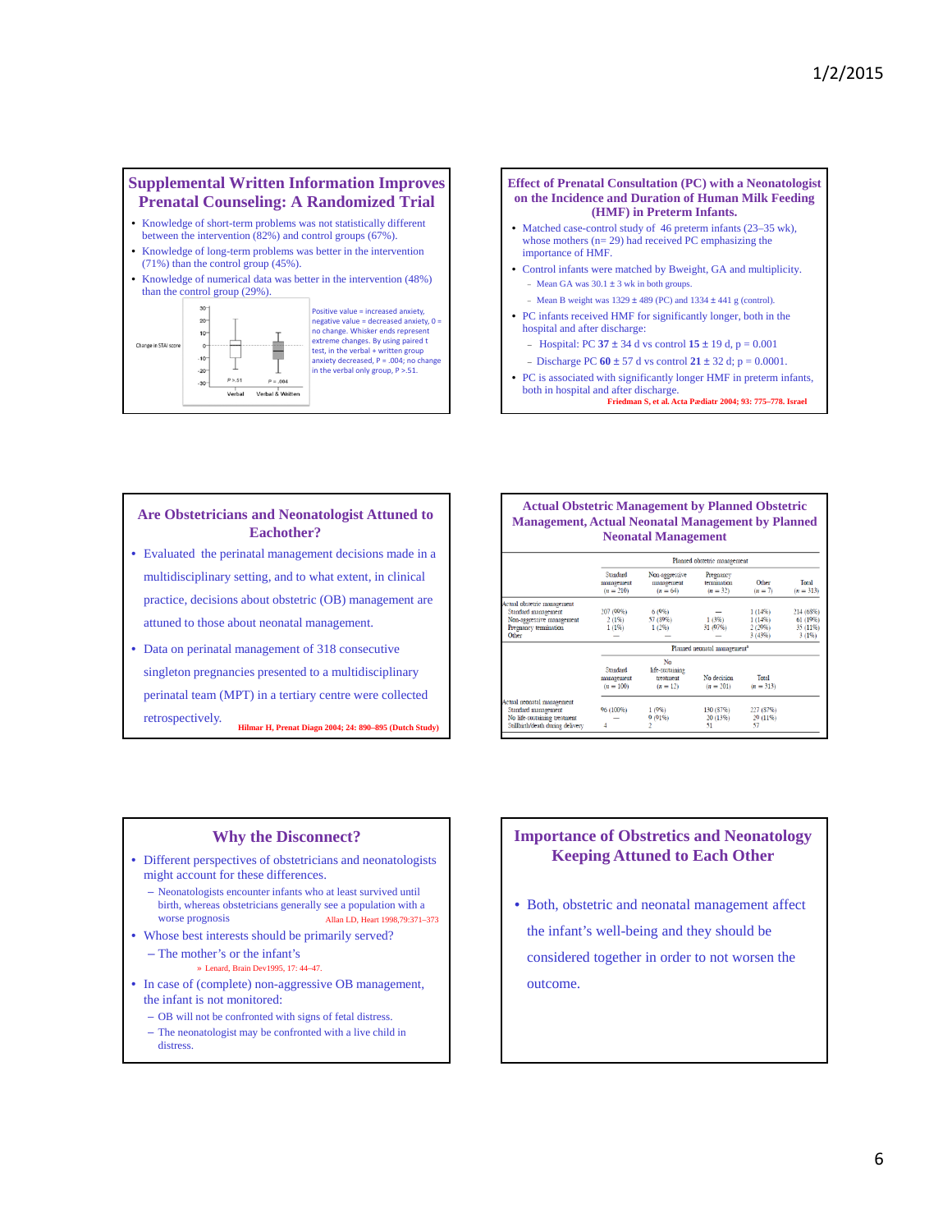## Supplemental Written Information Improves Prenatal Counseling: A Randomized Trial

- Knowledge of short-term problems was not statistically different between the intervention (82%) and control groups (67%).
- Knowledge of long-term problems was better in the intervention (71%) than the control group (45%).
- Knowledge of numerical data was better in the intervention (48%) than the control group (29%).

Change in STAI score — Verbal ($P > .51$); Verbal & Written ($P = .004$)

Positive value = increased anxiety, negative value = decreased anxiety, 0 = no change. Whisker ends represent extreme changes. By using paired t test, in the verbal + written group anxiety decreased, $P = .004$; no change in the verbal only group, $P > .51$.

## Effect of Prenatal Consultation (PC) with a Neonatologist on the Incidence and Duration of Human Milk Feeding (HMF) in Preterm Infants.

- Matched case-control study of 46 preterm infants (23–35 wk), whose mothers (n= 29) had received PC emphasizing the importance of HMF.
- Control infants were matched by Bweight, GA and multiplicity.
  - Mean GA was 30.1 ± 3 wk in both groups.
  - Mean B weight was 1329 ± 489 (PC) and 1334 ± 441 g (control).
- PC infants received HMF for significantly longer, both in the hospital and after discharge:
  - Hospital: PC **37** ± 34 d vs control **15** ± 19 d, p = 0.001
  - Discharge PC **60** ± 57 d vs control **21** ± 32 d; p = 0.0001.
- PC is associated with significantly longer HMF in preterm infants, both in hospital and after discharge.

Friedman S, et al. Acta Pædiatr 2004; 93: 775–778. Israel

## Are Obstetricians and Neonatologist Attuned to Eachother?

- Evaluated the perinatal management decisions made in a multidisciplinary setting, and to what extent, in clinical practice, decisions about obstetric (OB) management are attuned to those about neonatal management.
- Data on perinatal management of 318 consecutive singleton pregnancies presented to a multidisciplinary perinatal team (MPT) in a tertiary centre were collected retrospectively.

Hilmar H, Prenat Diagn 2004; 24: 890–895 (Dutch Study)

## Actual Obstetric Management by Planned Obstetric Management, Actual Neonatal Management by Planned Neonatal Management

| | Planned obstetric management | | | | |
|---|---|---|---|---|---|
| | Standard management (n = 210) | Non-aggressive management (n = 64) | Pregnancy termination (n = 32) | Other (n = 7) | Total (n = 313) |
| Actual obstetric management | | | | | |
| Standard management | 207 (99%) | 6 (9%) | — | 1 (14%) | 214 (68%) |
| Non-aggressive management | 2 (1%) | 57 (89%) | 1 (3%) | 1 (14%) | 61 (19%) |
| Pregnancy termination | 1 (1%) | 1 (2%) | 31 (97%) | 2 (29%) | 35 (11%) |
| Other | — | — | — | 3 (43%) | 3 (1%) |

| | Planned neonatal management[a] | | | |
|---|---|---|---|---|
| | Standard management (n = 100) | No life-sustaining treatment (n = 12) | No decision (n = 201) | Total (n = 313) |
| Actual neonatal management | | | | |
| Standard management | 96 (100%) | 1 (9%) | 130 (87%) | 227 (87%) |
| No life-sustaining treatment | — | 9 (91%) | 20 (13%) | 29 (11%) |
| Stillbirth/death during delivery | 4 | 2 | 51 | 57 |

## Why the Disconnect?

- Different perspectives of obstetricians and neonatologists might account for these differences.
  - Neonatologists encounter infants who at least survived until birth, whereas obstetricians generally see a population with a worse prognosis Allan LD, Heart 1998,79:371–373
- Whose best interests should be primarily served?
  - The mother's or the infant's
    - Lenard, Brain Dev1995, 17: 44–47.
- In case of (complete) non-aggressive OB management, the infant is not monitored:
  - OB will not be confronted with signs of fetal distress.
  - The neonatologist may be confronted with a live child in distress.

## Importance of Obstretics and Neonatology Keeping Attuned to Each Other

- Both, obstetric and neonatal management affect the infant's well-being and they should be considered together in order to not worsen the outcome.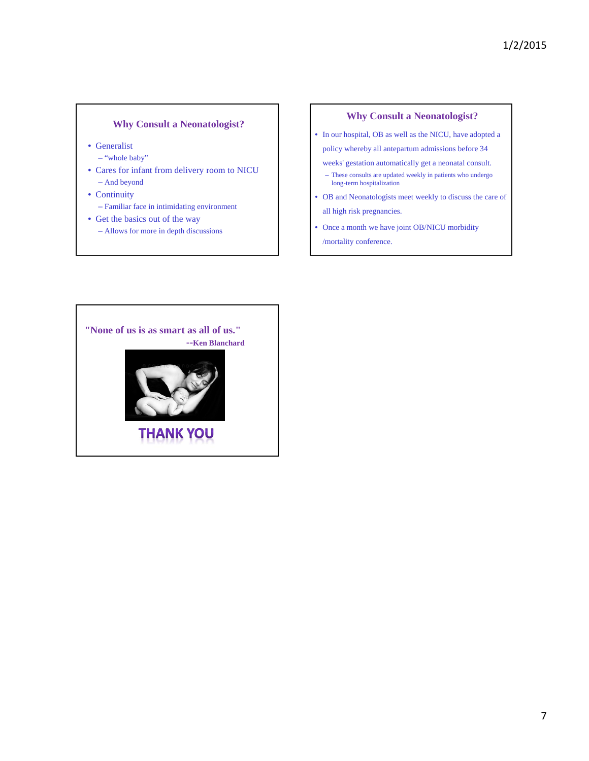## Why Consult a Neonatologist?

- Generalist
  - "whole baby"
- Cares for infant from delivery room to NICU
  - And beyond
- Continuity
  - Familiar face in intimidating environment
- Get the basics out of the way
  - Allows for more in depth discussions

## Why Consult a Neonatologist?

- In our hospital, OB as well as the NICU, have adopted a policy whereby all antepartum admissions before 34 weeks' gestation automatically get a neonatal consult.
  - These consults are updated weekly in patients who undergo long-term hospitalization
- OB and Neonatologists meet weekly to discuss the care of all high risk pregnancies.
- Once a month we have joint OB/NICU morbidity /mortality conference.

**"None of us is as smart as all of us."**
**--Ken Blanchard**

**THANK YOU**